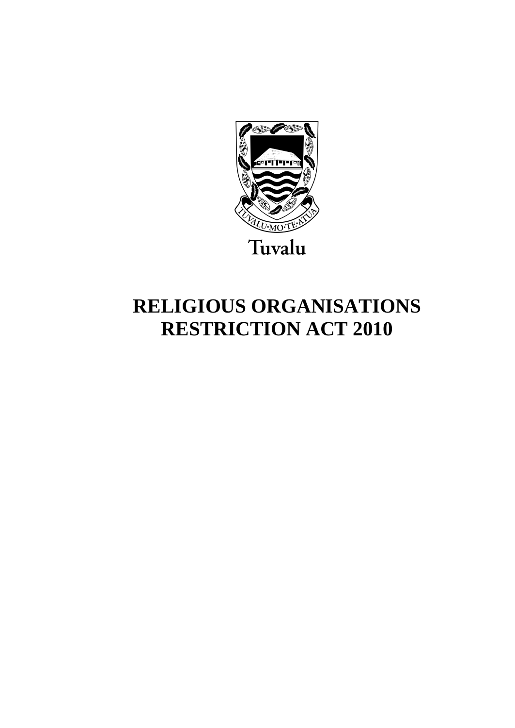TUVALU·MO·TE·ATUA

Tuvalu

# RELIGIOUS ORGANISATIONS RESTRICTION ACT 2010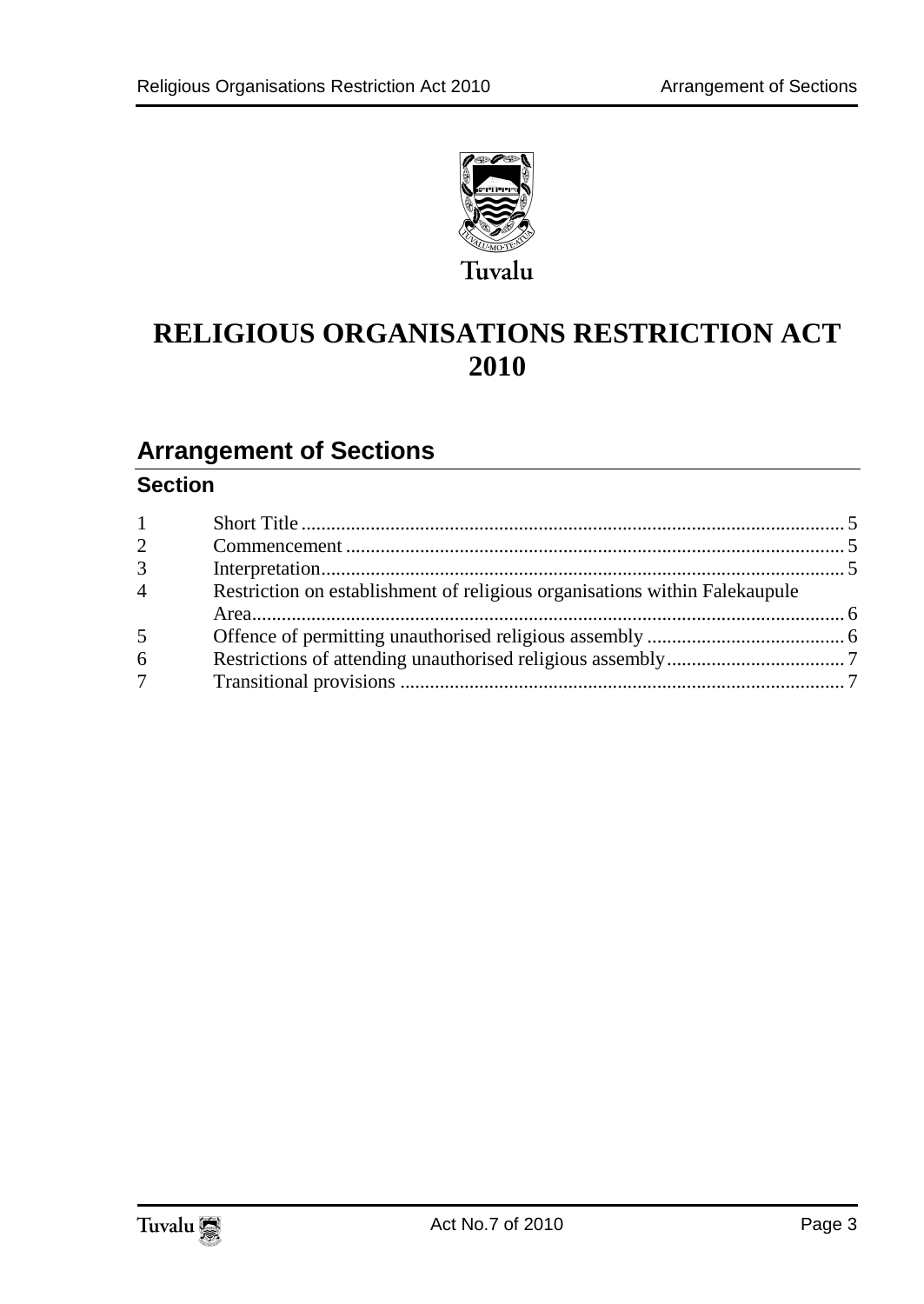Tuvalu

# RELIGIOUS ORGANISATIONS RESTRICTION ACT 2010

## Arrangement of Sections

### Section

| | | |
|---|---|---|
| 1 | Short Title | 5 |
| 2 | Commencement | 5 |
| 3 | Interpretation | 5 |
| 4 | Restriction on establishment of religious organisations within Falekaupule Area | 6 |
| 5 | Offence of permitting unauthorised religious assembly | 6 |
| 6 | Restrictions of attending unauthorised religious assembly | 7 |
| 7 | Transitional provisions | 7 |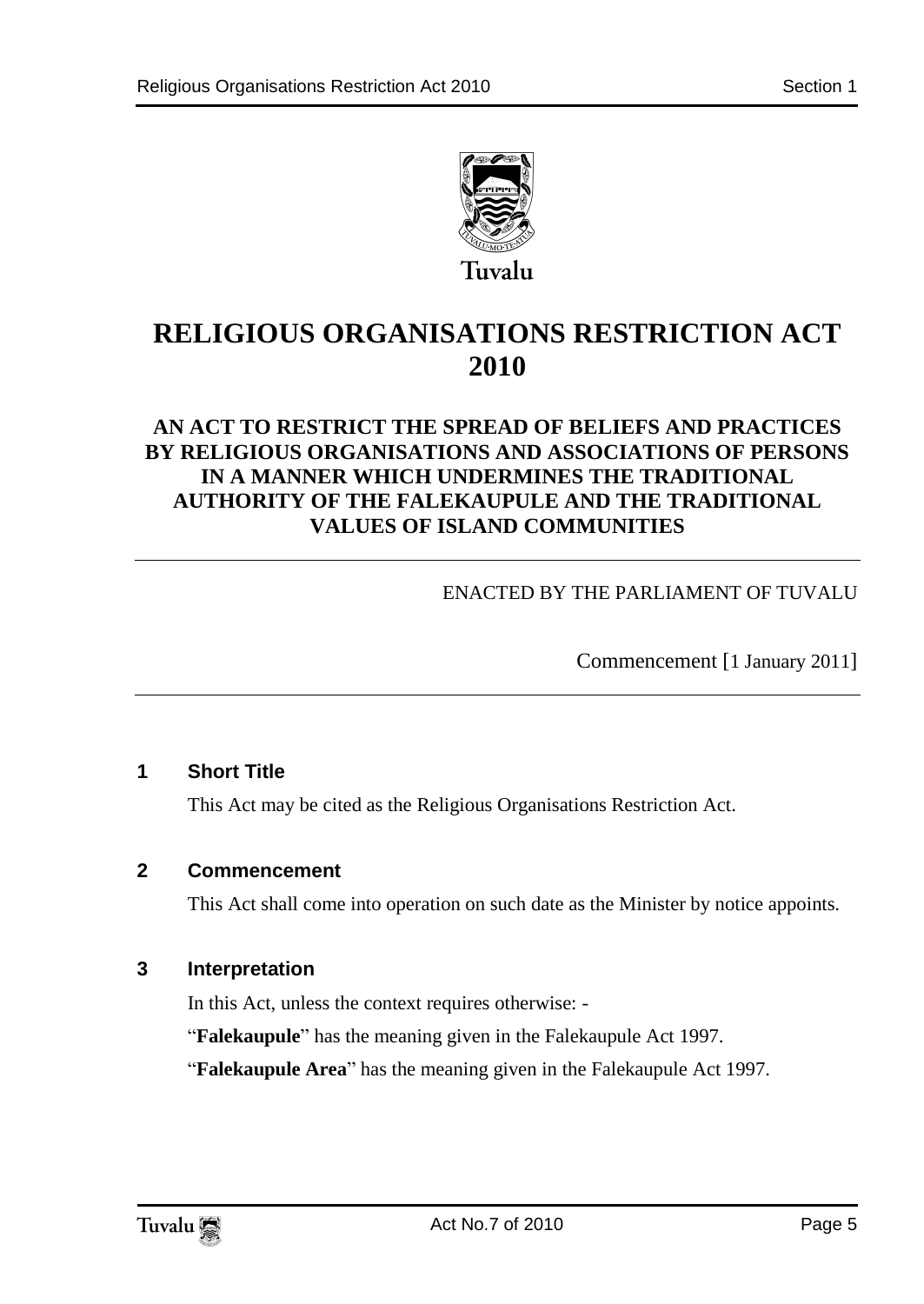Tuvalu

# RELIGIOUS ORGANISATIONS RESTRICTION ACT 2010

## AN ACT TO RESTRICT THE SPREAD OF BELIEFS AND PRACTICES BY RELIGIOUS ORGANISATIONS AND ASSOCIATIONS OF PERSONS IN A MANNER WHICH UNDERMINES THE TRADITIONAL AUTHORITY OF THE FALEKAUPULE AND THE TRADITIONAL VALUES OF ISLAND COMMUNITIES

ENACTED BY THE PARLIAMENT OF TUVALU

Commencement [1 January 2011]

### 1 Short Title

This Act may be cited as the Religious Organisations Restriction Act.

### 2 Commencement

This Act shall come into operation on such date as the Minister by notice appoints.

### 3 Interpretation

In this Act, unless the context requires otherwise: -

"**Falekaupule**" has the meaning given in the Falekaupule Act 1997.

"**Falekaupule Area**" has the meaning given in the Falekaupule Act 1997.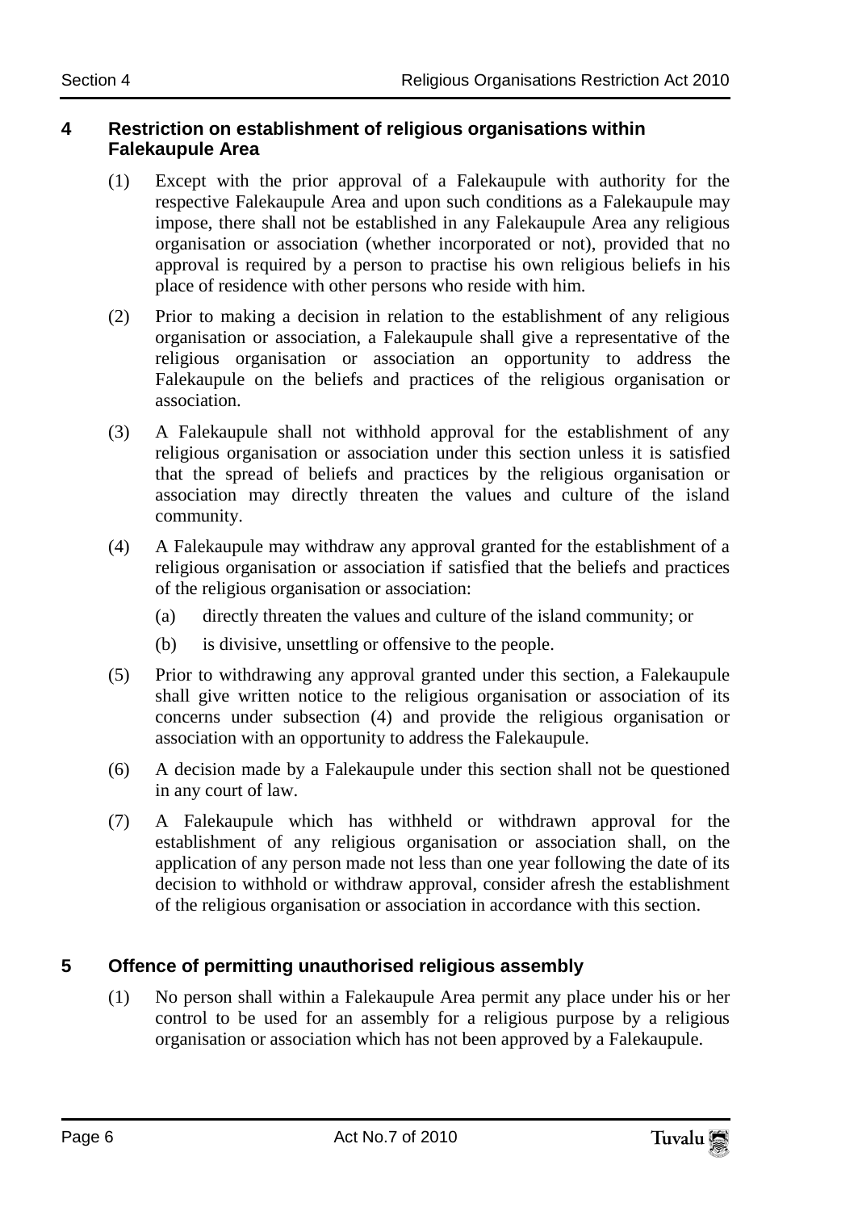## 4 Restriction on establishment of religious organisations within Falekaupule Area

(1) Except with the prior approval of a Falekaupule with authority for the respective Falekaupule Area and upon such conditions as a Falekaupule may impose, there shall not be established in any Falekaupule Area any religious organisation or association (whether incorporated or not), provided that no approval is required by a person to practise his own religious beliefs in his place of residence with other persons who reside with him.

(2) Prior to making a decision in relation to the establishment of any religious organisation or association, a Falekaupule shall give a representative of the religious organisation or association an opportunity to address the Falekaupule on the beliefs and practices of the religious organisation or association.

(3) A Falekaupule shall not withhold approval for the establishment of any religious organisation or association under this section unless it is satisfied that the spread of beliefs and practices by the religious organisation or association may directly threaten the values and culture of the island community.

(4) A Falekaupule may withdraw any approval granted for the establishment of a religious organisation or association if satisfied that the beliefs and practices of the religious organisation or association:

(a) directly threaten the values and culture of the island community; or

(b) is divisive, unsettling or offensive to the people.

(5) Prior to withdrawing any approval granted under this section, a Falekaupule shall give written notice to the religious organisation or association of its concerns under subsection (4) and provide the religious organisation or association with an opportunity to address the Falekaupule.

(6) A decision made by a Falekaupule under this section shall not be questioned in any court of law.

(7) A Falekaupule which has withheld or withdrawn approval for the establishment of any religious organisation or association shall, on the application of any person made not less than one year following the date of its decision to withhold or withdraw approval, consider afresh the establishment of the religious organisation or association in accordance with this section.

## 5 Offence of permitting unauthorised religious assembly

(1) No person shall within a Falekaupule Area permit any place under his or her control to be used for an assembly for a religious purpose by a religious organisation or association which has not been approved by a Falekaupule.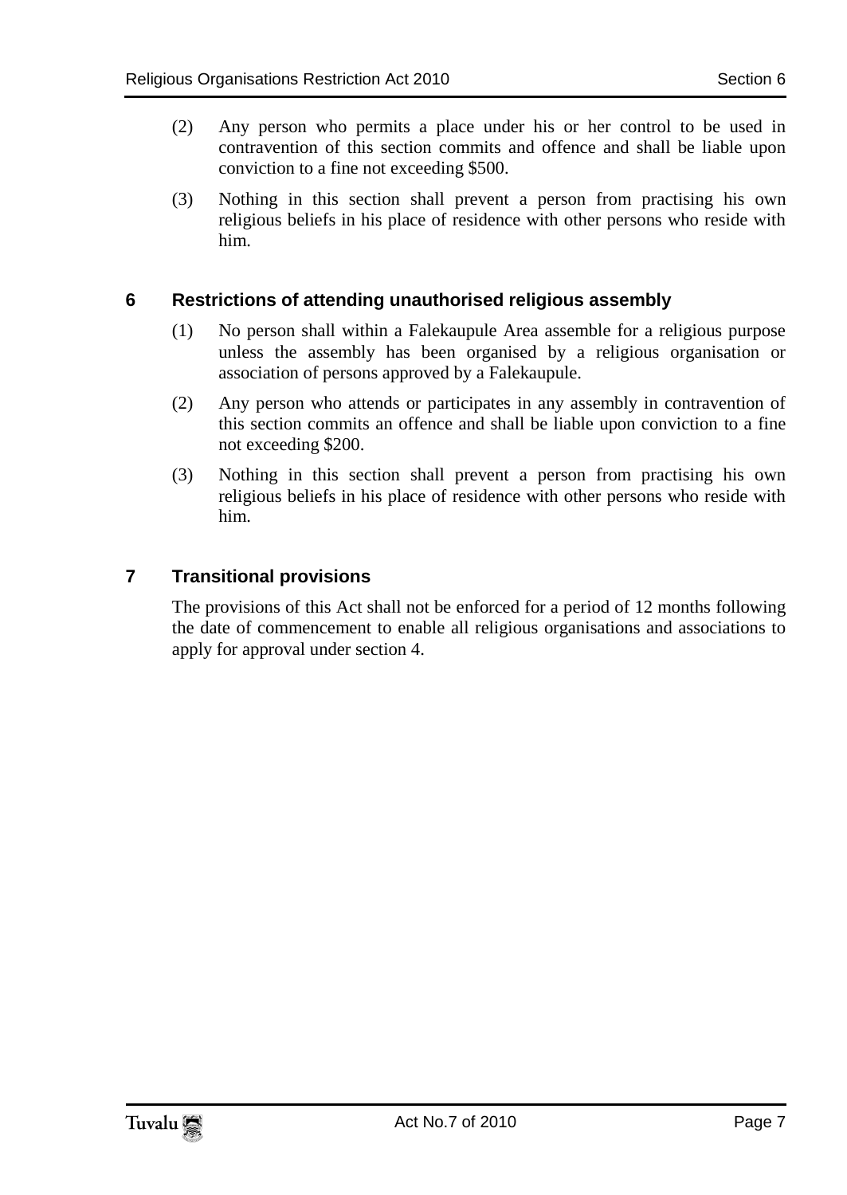(2) Any person who permits a place under his or her control to be used in contravention of this section commits and offence and shall be liable upon conviction to a fine not exceeding $500.

(3) Nothing in this section shall prevent a person from practising his own religious beliefs in his place of residence with other persons who reside with him.

## 6 Restrictions of attending unauthorised religious assembly

(1) No person shall within a Falekaupule Area assemble for a religious purpose unless the assembly has been organised by a religious organisation or association of persons approved by a Falekaupule.

(2) Any person who attends or participates in any assembly in contravention of this section commits an offence and shall be liable upon conviction to a fine not exceeding $200.

(3) Nothing in this section shall prevent a person from practising his own religious beliefs in his place of residence with other persons who reside with him.

## 7 Transitional provisions

The provisions of this Act shall not be enforced for a period of 12 months following the date of commencement to enable all religious organisations and associations to apply for approval under section 4.